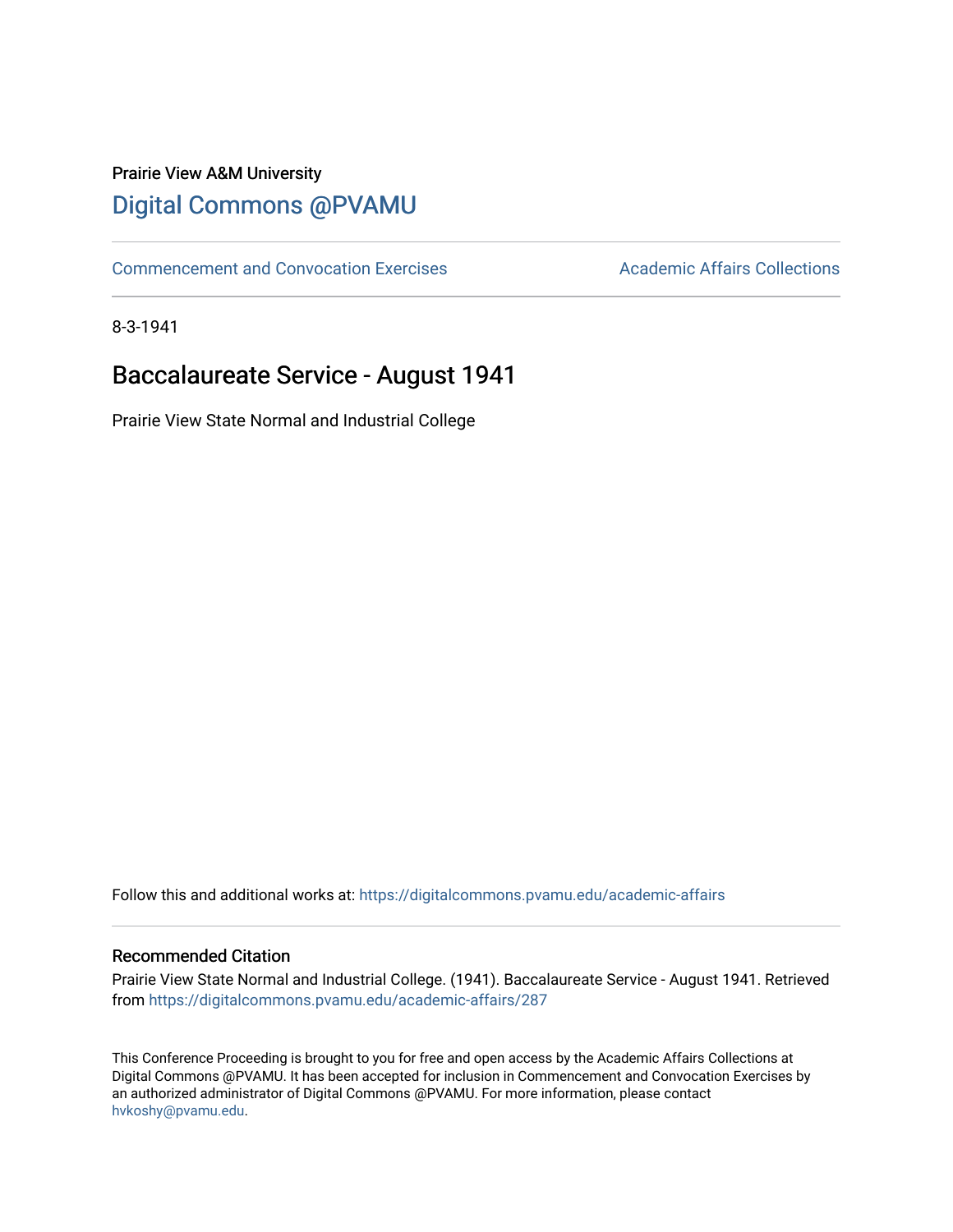Prairie View A&M University

## Digital Commons @PVAMU

Commencement and Convocation Exercises

Academic Affairs Collections

8-3-1941

# Baccalaureate Service - August 1941

Prairie View State Normal and Industrial College

Follow this and additional works at: https://digitalcommons.pvamu.edu/academic-affairs

### Recommended Citation

Prairie View State Normal and Industrial College. (1941). Baccalaureate Service - August 1941. Retrieved from https://digitalcommons.pvamu.edu/academic-affairs/287

This Conference Proceeding is brought to you for free and open access by the Academic Affairs Collections at Digital Commons @PVAMU. It has been accepted for inclusion in Commencement and Convocation Exercises by an authorized administrator of Digital Commons @PVAMU. For more information, please contact hvkoshy@pvamu.edu.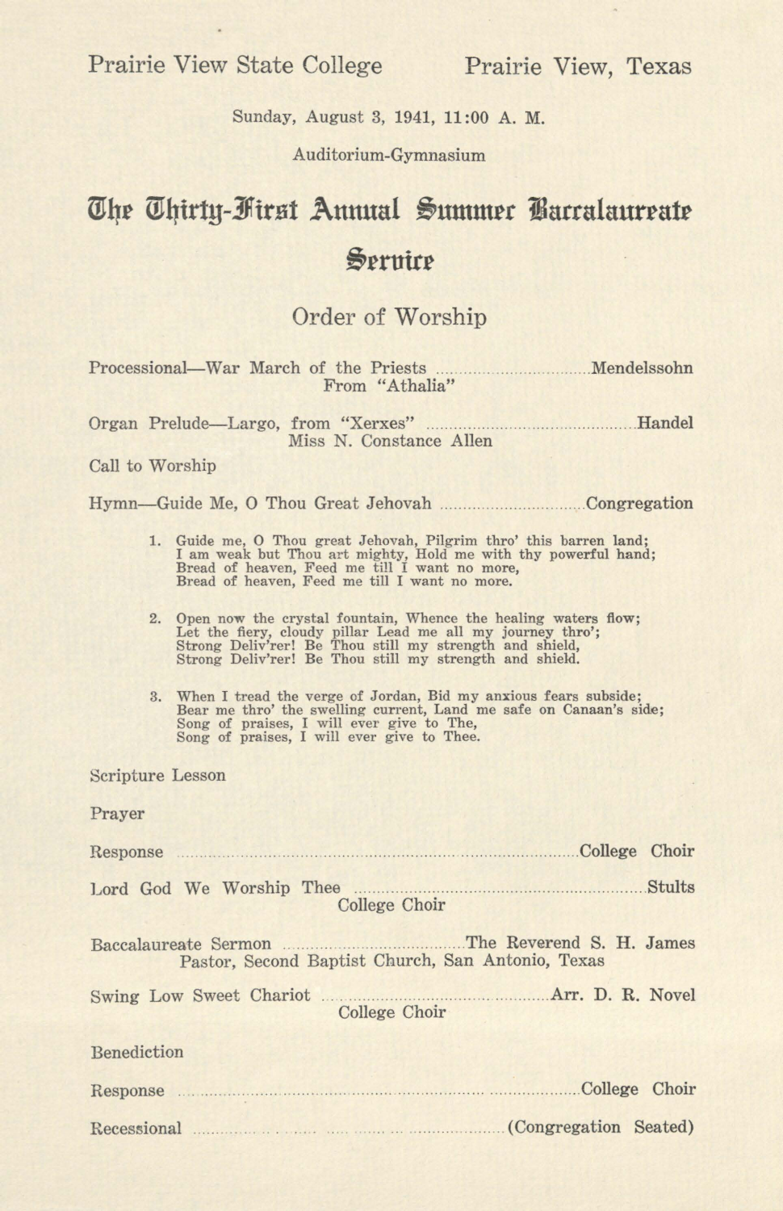Prairie View State College — Prairie View, Texas

Sunday, August 3, 1941, 11:00 A. M.

Auditorium-Gymnasium

# The Thirty-First Annual Summer Baccalaureate Service

## Order of Worship

Processional—War March of the Priests .................................... Mendelssohn
From "Athalia"

Organ Prelude—Largo, from "Xerxes" .................................... Handel
Miss N. Constance Allen

Call to Worship

Hymn—Guide Me, O Thou Great Jehovah .................................... Congregation

1. Guide me, O Thou great Jehovah, Pilgrim thro' this barren land;
   I am weak but Thou art mighty, Hold me with thy powerful hand;
   Bread of heaven, Feed me till I want no more,
   Bread of heaven, Feed me till I want no more.

2. Open now the crystal fountain, Whence the healing waters flow;
   Let the fiery, cloudy pillar Lead me all my journey thro';
   Strong Deliv'rer! Be Thou still my strength and shield,
   Strong Deliv'rer! Be Thou still my strength and shield.

3. When I tread the verge of Jordan, Bid my anxious fears subside;
   Bear me thro' the swelling current, Land me safe on Canaan's side;
   Song of praises, I will ever give to The,
   Song of praises, I will ever give to Thee.

Scripture Lesson

Prayer

Response .................................... College Choir

Lord God We Worship Thee .................................... Stults
College Choir

Baccalaureate Sermon .................................... The Reverend S. H. James
Pastor, Second Baptist Church, San Antonio, Texas

Swing Low Sweet Chariot .................................... Arr. D. R. Novel
College Choir

Benediction

Response .................................... College Choir

Recessional .................................... (Congregation Seated)